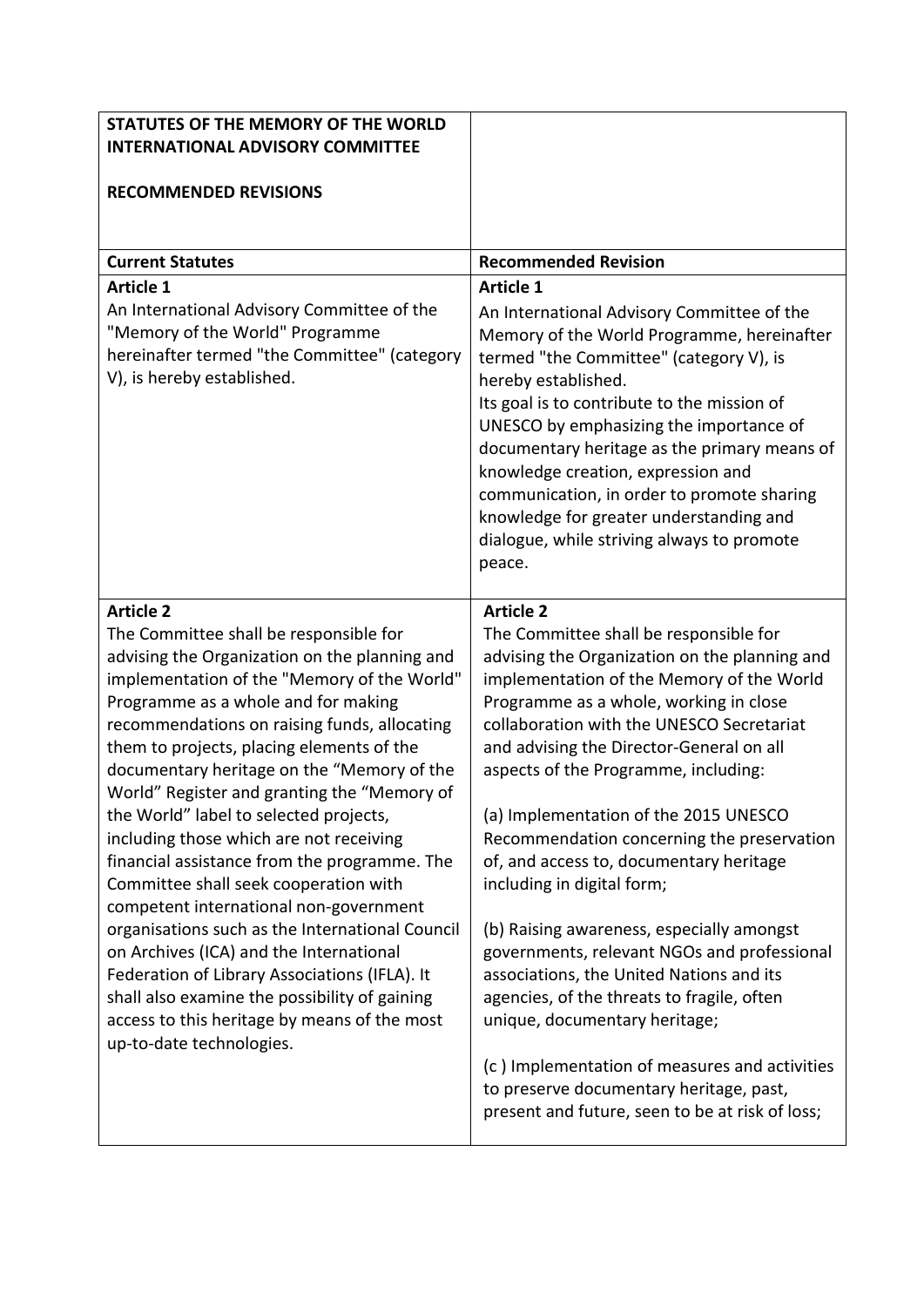| STATUTES OF THE MEMORY OF THE WORLD INTERNATIONAL ADVISORY COMMITTEE<br><br>RECOMMENDED REVISIONS | |
|---|---|
| **Current Statutes** | **Recommended Revision** |
| **Article 1**<br>An International Advisory Committee of the "Memory of the World" Programme hereinafter termed "the Committee" (category V), is hereby established. | **Article 1**<br>An International Advisory Committee of the Memory of the World Programme, hereinafter termed "the Committee" (category V), is hereby established.<br>Its goal is to contribute to the mission of UNESCO by emphasizing the importance of documentary heritage as the primary means of knowledge creation, expression and communication, in order to promote sharing knowledge for greater understanding and dialogue, while striving always to promote peace. |
| **Article 2**<br>The Committee shall be responsible for advising the Organization on the planning and implementation of the "Memory of the World" Programme as a whole and for making recommendations on raising funds, allocating them to projects, placing elements of the documentary heritage on the "Memory of the World" Register and granting the "Memory of the World" label to selected projects, including those which are not receiving financial assistance from the programme. The Committee shall seek cooperation with competent international non-government organisations such as the International Council on Archives (ICA) and the International Federation of Library Associations (IFLA). It shall also examine the possibility of gaining access to this heritage by means of the most up-to-date technologies. | **Article 2**<br>The Committee shall be responsible for advising the Organization on the planning and implementation of the Memory of the World Programme as a whole, working in close collaboration with the UNESCO Secretariat and advising the Director-General on all aspects of the Programme, including:<br><br>(a) Implementation of the 2015 UNESCO Recommendation concerning the preservation of, and access to, documentary heritage including in digital form;<br><br>(b) Raising awareness, especially amongst governments, relevant NGOs and professional associations, the United Nations and its agencies, of the threats to fragile, often unique, documentary heritage;<br><br>(c ) Implementation of measures and activities to preserve documentary heritage, past, present and future, seen to be at risk of loss; |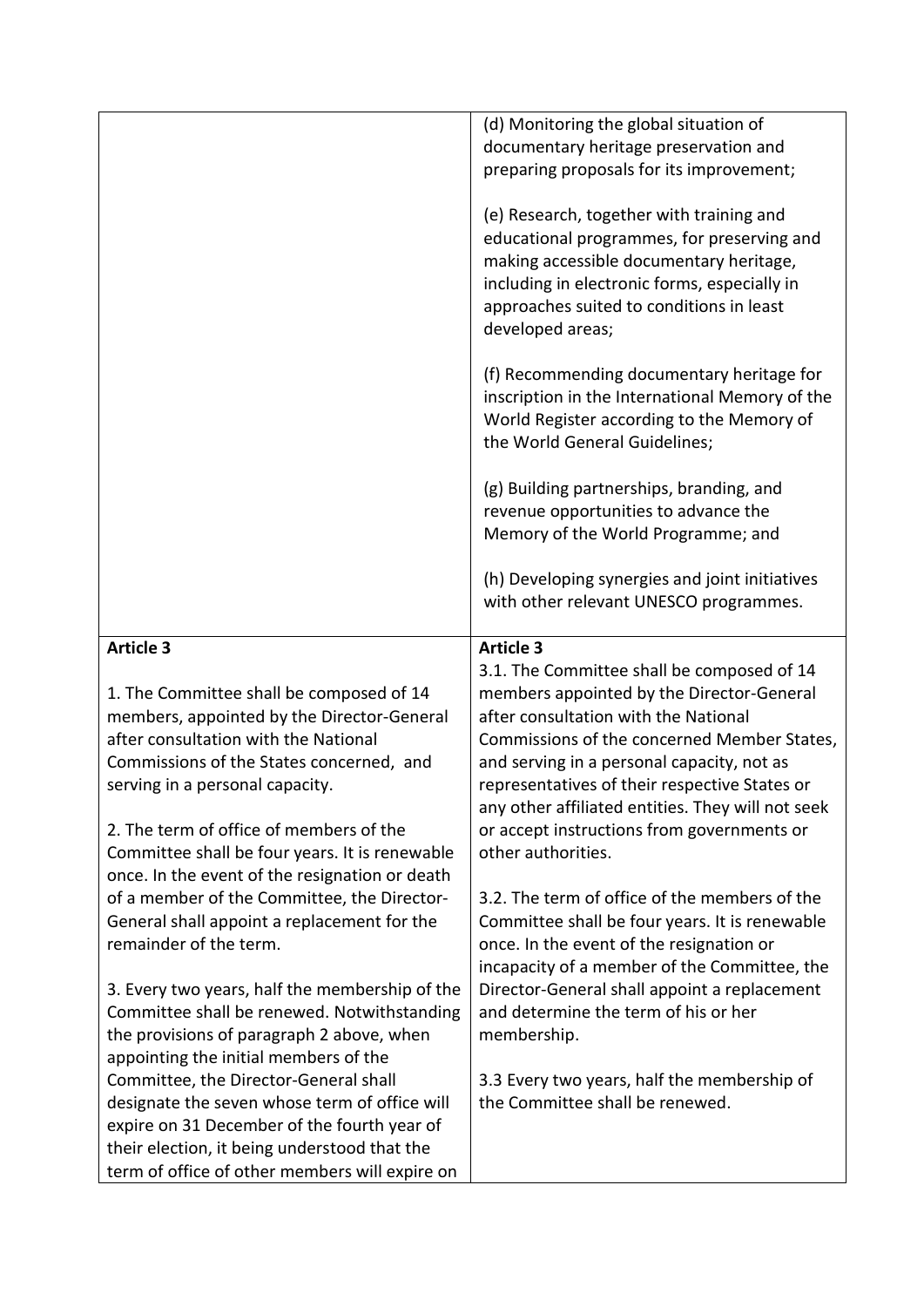| | |
|---|---|
| | (d) Monitoring the global situation of documentary heritage preservation and preparing proposals for its improvement;<br><br>(e) Research, together with training and educational programmes, for preserving and making accessible documentary heritage, including in electronic forms, especially in approaches suited to conditions in least developed areas;<br><br>(f) Recommending documentary heritage for inscription in the International Memory of the World Register according to the Memory of the World General Guidelines;<br><br>(g) Building partnerships, branding, and revenue opportunities to advance the Memory of the World Programme; and<br><br>(h) Developing synergies and joint initiatives with other relevant UNESCO programmes. |
| **Article 3**<br><br>1. The Committee shall be composed of 14 members, appointed by the Director-General after consultation with the National Commissions of the States concerned, and serving in a personal capacity.<br><br>2. The term of office of members of the Committee shall be four years. It is renewable once. In the event of the resignation or death of a member of the Committee, the Director-General shall appoint a replacement for the remainder of the term.<br><br>3. Every two years, half the membership of the Committee shall be renewed. Notwithstanding the provisions of paragraph 2 above, when appointing the initial members of the Committee, the Director-General shall designate the seven whose term of office will expire on 31 December of the fourth year of their election, it being understood that the term of office of other members will expire on | **Article 3**<br>3.1. The Committee shall be composed of 14 members appointed by the Director-General after consultation with the National Commissions of the concerned Member States, and serving in a personal capacity, not as representatives of their respective States or any other affiliated entities. They will not seek or accept instructions from governments or other authorities.<br><br>3.2. The term of office of the members of the Committee shall be four years. It is renewable once. In the event of the resignation or incapacity of a member of the Committee, the Director-General shall appoint a replacement and determine the term of his or her membership.<br><br>3.3 Every two years, half the membership of the Committee shall be renewed. |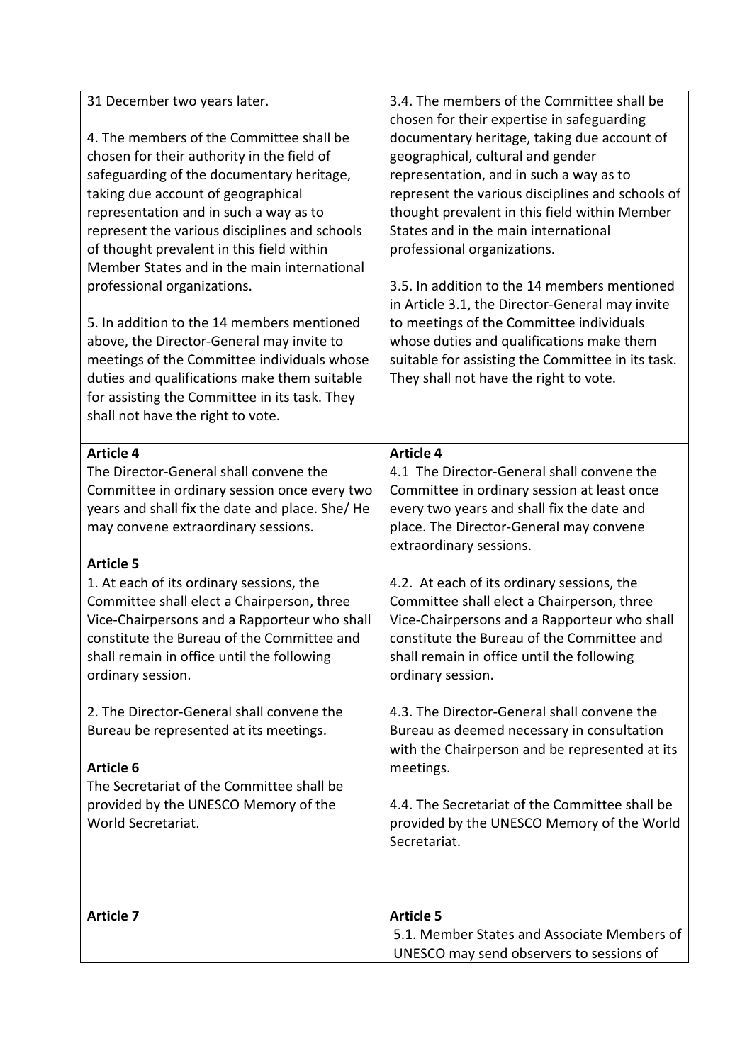| | |
|---|---|
| 31 December two years later.<br><br>4. The members of the Committee shall be chosen for their authority in the field of safeguarding of the documentary heritage, taking due account of geographical representation and in such a way as to represent the various disciplines and schools of thought prevalent in this field within Member States and in the main international professional organizations.<br><br>5. In addition to the 14 members mentioned above, the Director-General may invite to meetings of the Committee individuals whose duties and qualifications make them suitable for assisting the Committee in its task. They shall not have the right to vote. | 3.4. The members of the Committee shall be chosen for their expertise in safeguarding documentary heritage, taking due account of geographical, cultural and gender representation, and in such a way as to represent the various disciplines and schools of thought prevalent in this field within Member States and in the main international professional organizations.<br><br>3.5. In addition to the 14 members mentioned in Article 3.1, the Director-General may invite to meetings of the Committee individuals whose duties and qualifications make them suitable for assisting the Committee in its task. They shall not have the right to vote. |
| **Article 4**<br>The Director-General shall convene the Committee in ordinary session once every two years and shall fix the date and place. She/ He may convene extraordinary sessions.<br><br>**Article 5**<br>1. At each of its ordinary sessions, the Committee shall elect a Chairperson, three Vice-Chairpersons and a Rapporteur who shall constitute the Bureau of the Committee and shall remain in office until the following ordinary session.<br><br>2. The Director-General shall convene the Bureau be represented at its meetings.<br><br>**Article 6**<br>The Secretariat of the Committee shall be provided by the UNESCO Memory of the World Secretariat. | **Article 4**<br>4.1 The Director-General shall convene the Committee in ordinary session at least once every two years and shall fix the date and place. The Director-General may convene extraordinary sessions.<br><br>4.2. At each of its ordinary sessions, the Committee shall elect a Chairperson, three Vice-Chairpersons and a Rapporteur who shall constitute the Bureau of the Committee and shall remain in office until the following ordinary session.<br><br>4.3. The Director-General shall convene the Bureau as deemed necessary in consultation with the Chairperson and be represented at its meetings.<br><br>4.4. The Secretariat of the Committee shall be provided by the UNESCO Memory of the World Secretariat. |
| **Article 7** | **Article 5**<br>5.1. Member States and Associate Members of UNESCO may send observers to sessions of |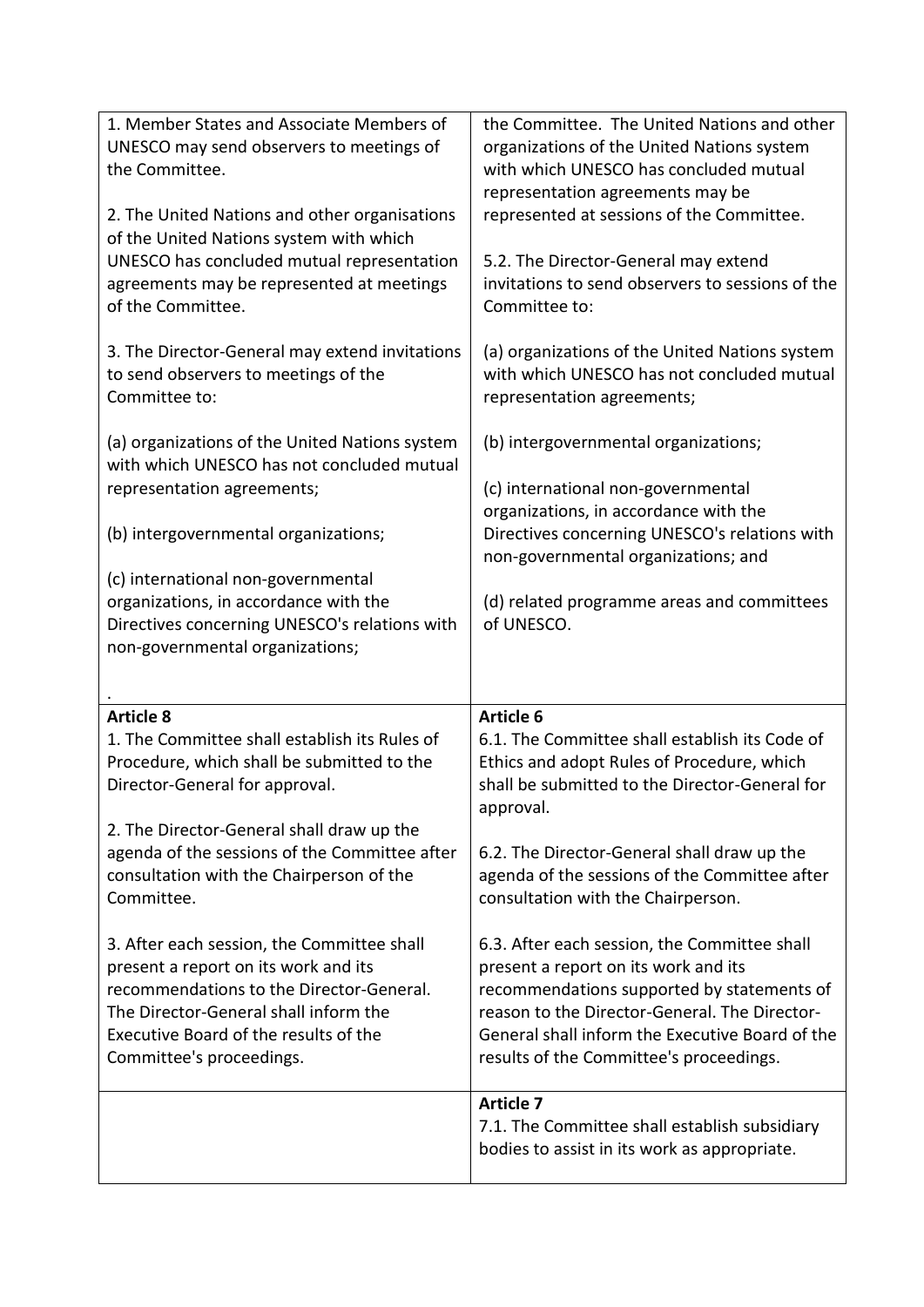| | |
|---|---|
| 1. Member States and Associate Members of UNESCO may send observers to meetings of the Committee.<br><br>2. The United Nations and other organisations of the United Nations system with which UNESCO has concluded mutual representation agreements may be represented at meetings of the Committee.<br><br>3. The Director-General may extend invitations to send observers to meetings of the Committee to:<br><br>(a) organizations of the United Nations system with which UNESCO has not concluded mutual representation agreements;<br><br>(b) intergovernmental organizations;<br><br>(c) international non-governmental organizations, in accordance with the Directives concerning UNESCO's relations with non-governmental organizations;<br><br>. | the Committee. The United Nations and other organizations of the United Nations system with which UNESCO has concluded mutual representation agreements may be represented at sessions of the Committee.<br><br>5.2. The Director-General may extend invitations to send observers to sessions of the Committee to:<br><br>(a) organizations of the United Nations system with which UNESCO has not concluded mutual representation agreements;<br><br>(b) intergovernmental organizations;<br><br>(c) international non-governmental organizations, in accordance with the Directives concerning UNESCO's relations with non-governmental organizations; and<br><br>(d) related programme areas and committees of UNESCO. |
| **Article 8**<br>1. The Committee shall establish its Rules of Procedure, which shall be submitted to the Director-General for approval.<br><br>2. The Director-General shall draw up the agenda of the sessions of the Committee after consultation with the Chairperson of the Committee.<br><br>3. After each session, the Committee shall present a report on its work and its recommendations to the Director-General. The Director-General shall inform the Executive Board of the results of the Committee's proceedings. | **Article 6**<br>6.1. The Committee shall establish its Code of Ethics and adopt Rules of Procedure, which shall be submitted to the Director-General for approval.<br><br>6.2. The Director-General shall draw up the agenda of the sessions of the Committee after consultation with the Chairperson.<br><br>6.3. After each session, the Committee shall present a report on its work and its recommendations supported by statements of reason to the Director-General. The Director-General shall inform the Executive Board of the results of the Committee's proceedings. |
| | **Article 7**<br>7.1. The Committee shall establish subsidiary bodies to assist in its work as appropriate. |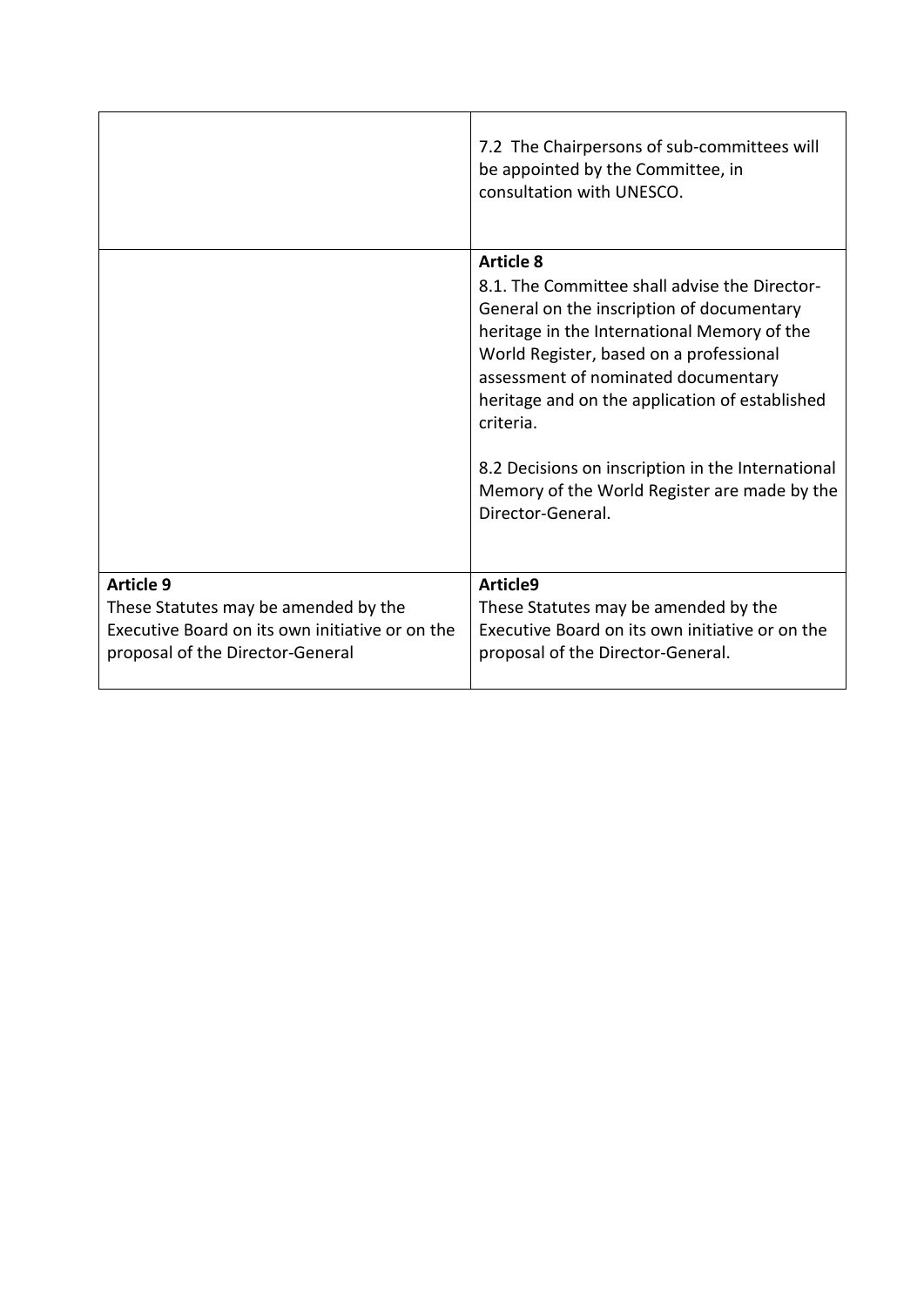| | |
|---|---|
| | 7.2 The Chairpersons of sub-committees will be appointed by the Committee, in consultation with UNESCO. |
| | **Article 8**<br>8.1. The Committee shall advise the Director-General on the inscription of documentary heritage in the International Memory of the World Register, based on a professional assessment of nominated documentary heritage and on the application of established criteria.<br><br>8.2 Decisions on inscription in the International Memory of the World Register are made by the Director-General. |
| **Article 9**<br>These Statutes may be amended by the Executive Board on its own initiative or on the proposal of the Director-General | **Article9**<br>These Statutes may be amended by the Executive Board on its own initiative or on the proposal of the Director-General. |